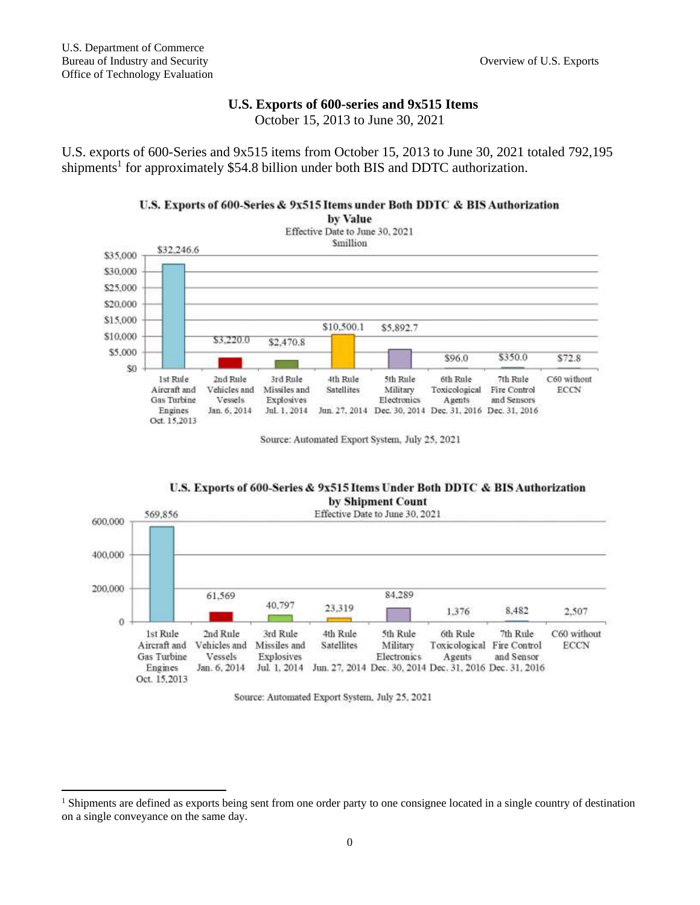## U.S. Exports of 600-series and 9x515 Items

October 15, 2013 to June 30, 2021

U.S. exports of 600-Series and 9x515 items from October 15, 2013 to June 30, 2021 totaled 792,195 shipments[1] for approximately $54.8 billion under both BIS and DDTC authorization.

**U.S. Exports of 600-Series & 9x515 Items under Both DDTC & BIS Authorization by Value**

Effective Date to June 30, 2021

$million

| Category | Value ($million) |
| --- | --- |
| 1st Rule Aircraft and Gas Turbine Engines Oct. 15, 2013 | $32,246.6 |
| 2nd Rule Vehicles and Vessels Jan. 6, 2014 | $3,220.0 |
| 3rd Rule Missiles and Explosives Jul. 1, 2014 | $2,470.8 |
| 4th Rule Satellites Jun. 27, 2014 | $10,500.1 |
| 5th Rule Military Electronics Dec. 30, 2014 | $5,892.7 |
| 6th Rule Toxicological Agents Dec. 31, 2016 | $96.0 |
| 7th Rule Fire Control and Sensors Dec. 31, 2016 | $350.0 |
| C60 without ECCN | $72.8 |

Source: Automated Export System, July 25, 2021

**U.S. Exports of 600-Series & 9x515 Items Under Both DDTC & BIS Authorization by Shipment Count**

Effective Date to June 30, 2021

| Category | Shipment Count |
| --- | --- |
| 1st Rule Aircraft and Gas Turbine Engines Oct. 15, 2013 | 569,856 |
| 2nd Rule Vehicles and Vessels Jan. 6, 2014 | 61,569 |
| 3rd Rule Missiles and Explosives Jul. 1, 2014 | 40,797 |
| 4th Rule Satellites Jun. 27, 2014 | 23,319 |
| 5th Rule Military Electronics Dec. 30, 2014 | 84,289 |
| 6th Rule Toxicological Agents Dec. 31, 2016 | 1,376 |
| 7th Rule Fire Control and Sensor Dec. 31, 2016 | 8,482 |
| C60 without ECCN | 2,507 |

Source: Automated Export System, July 25, 2021

[1] Shipments are defined as exports being sent from one order party to one consignee located in a single country of destination on a single conveyance on the same day.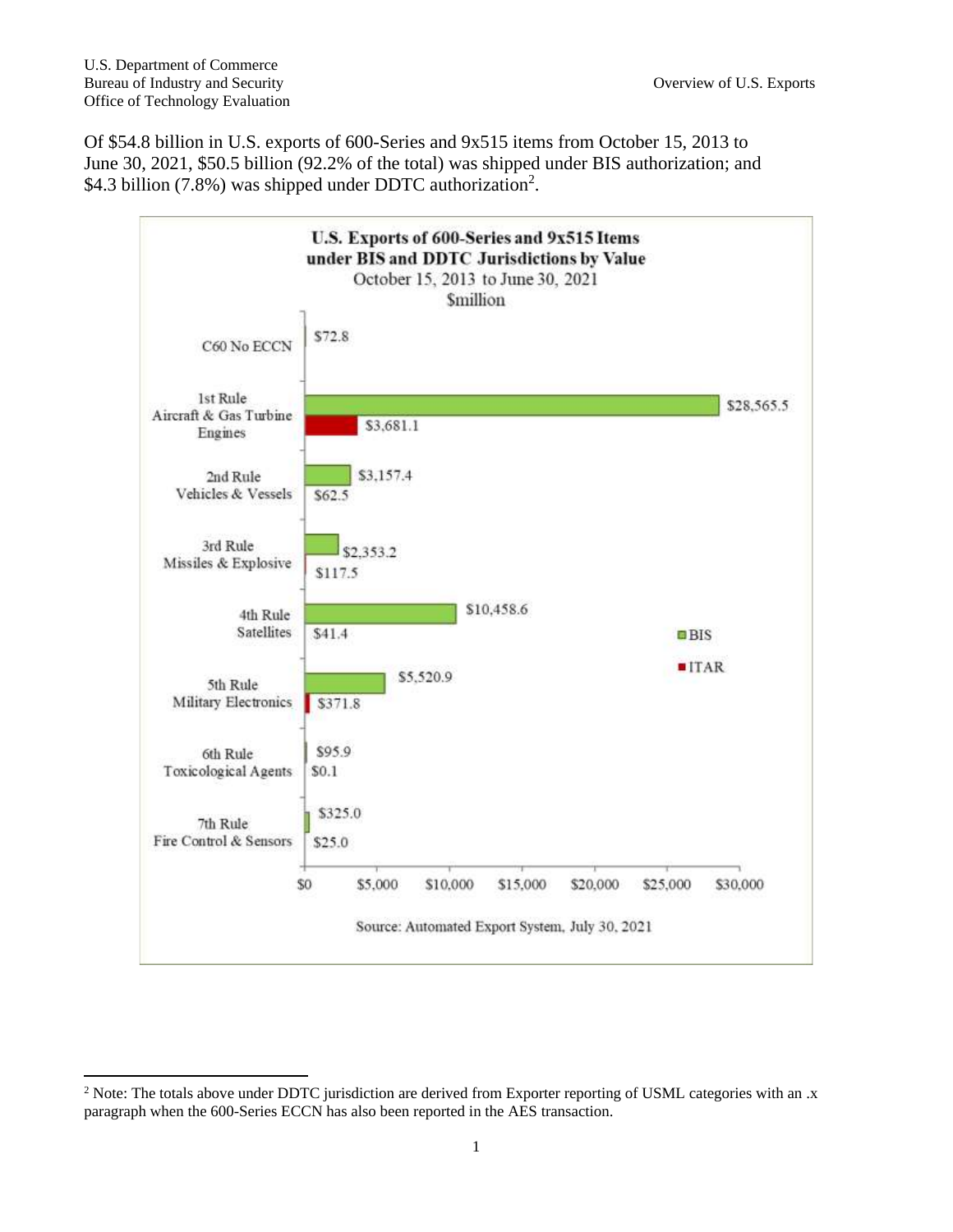Of $54.8 billion in U.S. exports of 600-Series and 9x515 items from October 15, 2013 to June 30, 2021, $50.5 billion (92.2% of the total) was shipped under BIS authorization; and $4.3 billion (7.8%) was shipped under DDTC authorization[2].

**U.S. Exports of 600-Series and 9x515 Items under BIS and DDTC Jurisdictions by Value**
October 15, 2013 to June 30, 2021
$million

| Category | BIS | ITAR |
|---|---|---|
| C60 No ECCN | $72.8 | |
| 1st Rule Aircraft & Gas Turbine Engines | $28,565.5 | $3,681.1 |
| 2nd Rule Vehicles & Vessels | $3,157.4 | $62.5 |
| 3rd Rule Missiles & Explosive | $2,353.2 | $117.5 |
| 4th Rule Satellites | $10,458.6 | $41.4 |
| 5th Rule Military Electronics | $5,520.9 | $371.8 |
| 6th Rule Toxicological Agents | $95.9 | $0.1 |
| 7th Rule Fire Control & Sensors | $325.0 | $25.0 |

Source: Automated Export System, July 30, 2021

[2] Note: The totals above under DDTC jurisdiction are derived from Exporter reporting of USML categories with an .x paragraph when the 600-Series ECCN has also been reported in the AES transaction.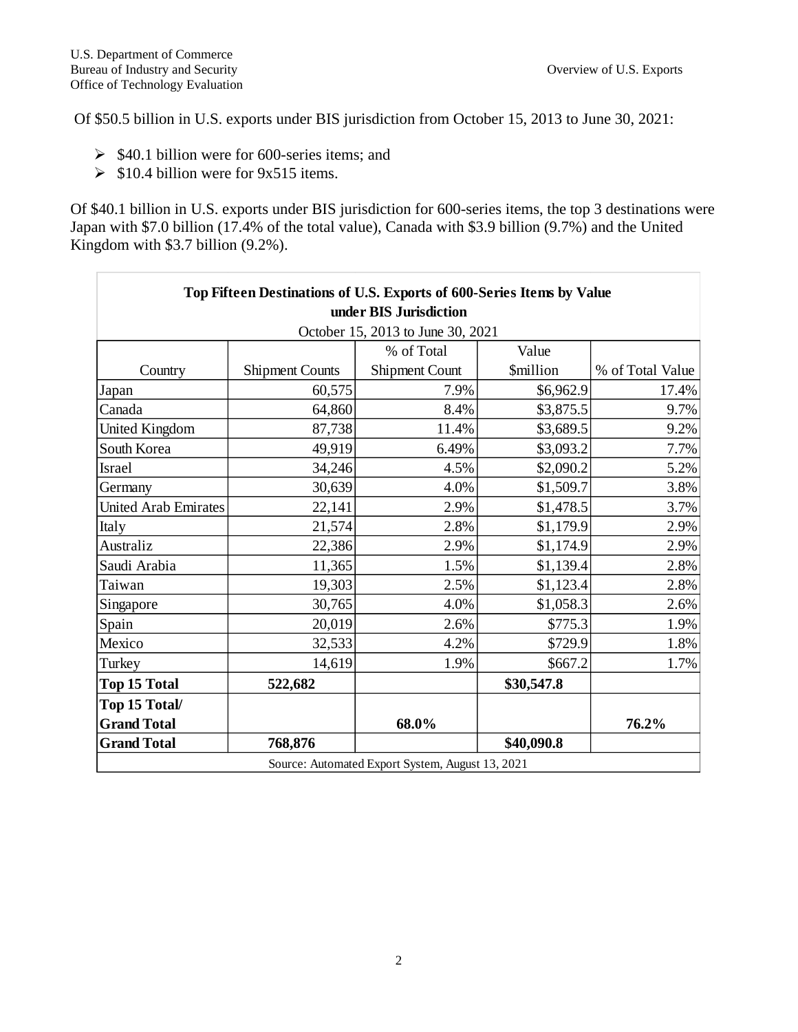Of $50.5 billion in U.S. exports under BIS jurisdiction from October 15, 2013 to June 30, 2021:

- $40.1 billion were for 600-series items; and
- $10.4 billion were for 9x515 items.

Of $40.1 billion in U.S. exports under BIS jurisdiction for 600-series items, the top 3 destinations were Japan with $7.0 billion (17.4% of the total value), Canada with $3.9 billion (9.7%) and the United Kingdom with $3.7 billion (9.2%).

**Top Fifteen Destinations of U.S. Exports of 600-Series Items by Value under BIS Jurisdiction**

October 15, 2013 to June 30, 2021

| Country | Shipment Counts | % of Total Shipment Count | Value $million | % of Total Value |
|---|---|---|---|---|
| Japan | 60,575 | 7.9% | $6,962.9 | 17.4% |
| Canada | 64,860 | 8.4% | $3,875.5 | 9.7% |
| United Kingdom | 87,738 | 11.4% | $3,689.5 | 9.2% |
| South Korea | 49,919 | 6.49% | $3,093.2 | 7.7% |
| Israel | 34,246 | 4.5% | $2,090.2 | 5.2% |
| Germany | 30,639 | 4.0% | $1,509.7 | 3.8% |
| United Arab Emirates | 22,141 | 2.9% | $1,478.5 | 3.7% |
| Italy | 21,574 | 2.8% | $1,179.9 | 2.9% |
| Australiz | 22,386 | 2.9% | $1,174.9 | 2.9% |
| Saudi Arabia | 11,365 | 1.5% | $1,139.4 | 2.8% |
| Taiwan | 19,303 | 2.5% | $1,123.4 | 2.8% |
| Singapore | 30,765 | 4.0% | $1,058.3 | 2.6% |
| Spain | 20,019 | 2.6% | $775.3 | 1.9% |
| Mexico | 32,533 | 4.2% | $729.9 | 1.8% |
| Turkey | 14,619 | 1.9% | $667.2 | 1.7% |
| **Top 15 Total** | **522,682** | | **$30,547.8** | |
| **Top 15 Total/ Grand Total** | | **68.0%** | | **76.2%** |
| **Grand Total** | **768,876** | | **$40,090.8** | |

Source: Automated Export System, August 13, 2021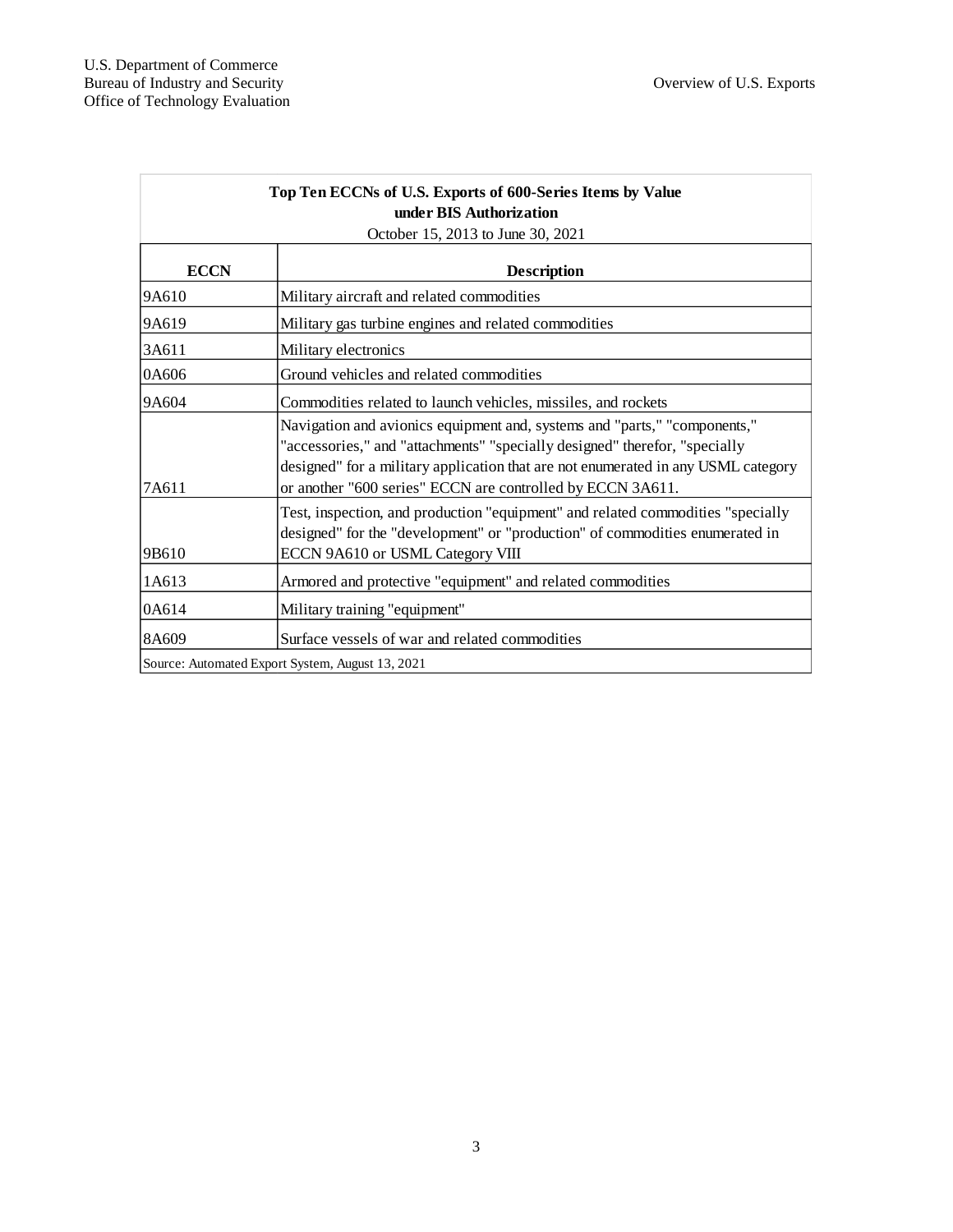**Top Ten ECCNs of U.S. Exports of 600-Series Items by Value under BIS Authorization**

October 15, 2013 to June 30, 2021

| ECCN | Description |
|---|---|
| 9A610 | Military aircraft and related commodities |
| 9A619 | Military gas turbine engines and related commodities |
| 3A611 | Military electronics |
| 0A606 | Ground vehicles and related commodities |
| 9A604 | Commodities related to launch vehicles, missiles, and rockets |
| 7A611 | Navigation and avionics equipment and, systems and "parts," "components," "accessories," and "attachments" "specially designed" therefor, "specially designed" for a military application that are not enumerated in any USML category or another "600 series" ECCN are controlled by ECCN 3A611. |
| 9B610 | Test, inspection, and production "equipment" and related commodities "specially designed" for the "development" or "production" of commodities enumerated in ECCN 9A610 or USML Category VIII |
| 1A613 | Armored and protective "equipment" and related commodities |
| 0A614 | Military training "equipment" |
| 8A609 | Surface vessels of war and related commodities |

Source: Automated Export System, August 13, 2021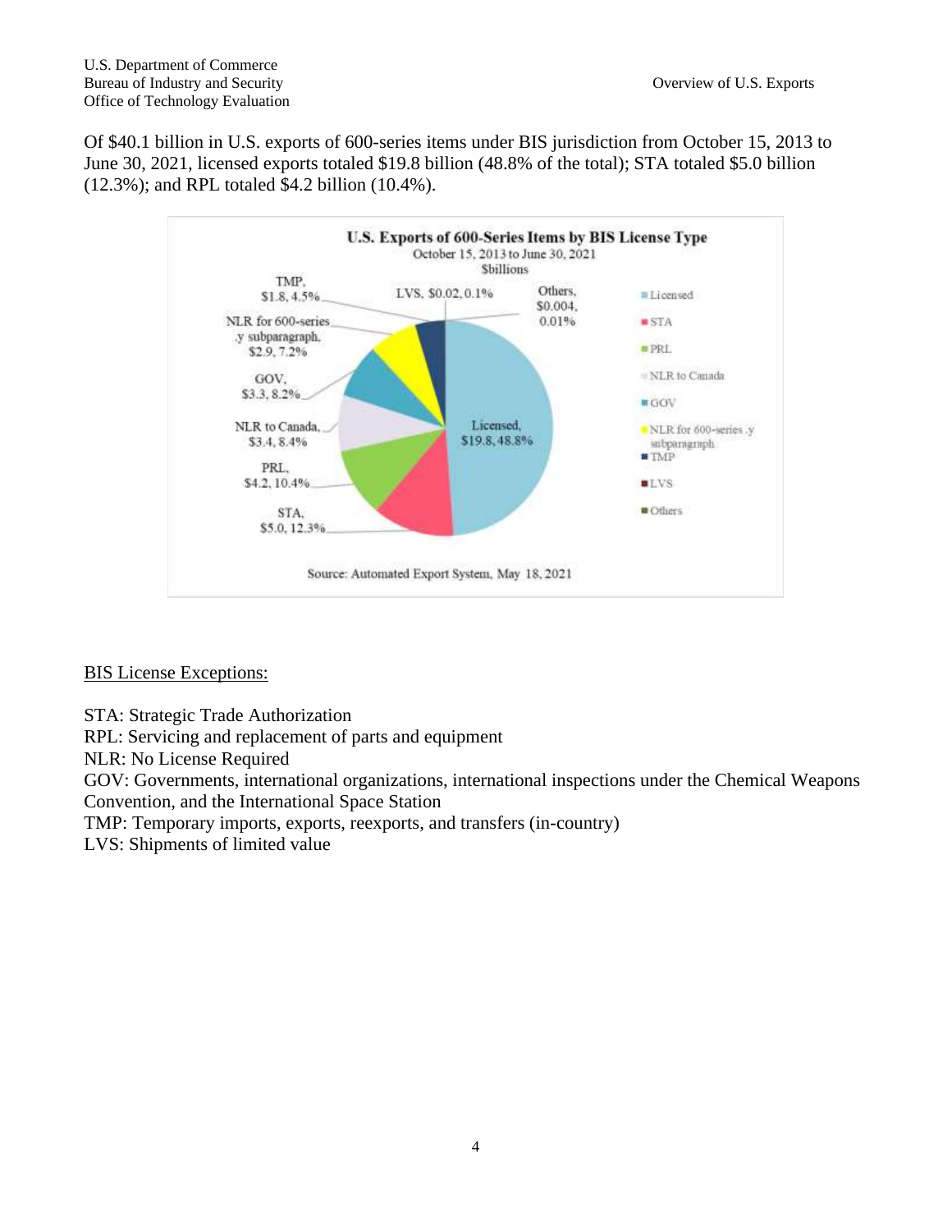Of $40.1 billion in U.S. exports of 600-series items under BIS jurisdiction from October 15, 2013 to June 30, 2021, licensed exports totaled $19.8 billion (48.8% of the total); STA totaled $5.0 billion (12.3%); and RPL totaled $4.2 billion (10.4%).

U.S. Exports of 600-Series Items by BIS License Type
October 15, 2013 to June 30, 2021
$billions

TMP, $1.8, 4.5%
LVS, $0.02, 0.1%
Others, $0.004, 0.01%
NLR for 600-series .y subparagraph, $2.9, 7.2%
GOV, $3.3, 8.2%
NLR to Canada, $3.4, 8.4%
PRL, $4.2, 10.4%
STA, $5.0, 12.3%
Licensed, $19.8, 48.8%

Licensed
STA
PRL
NLR to Canada
GOV
NLR for 600-series .y subparagraph
TMP
LVS
Others

Source: Automated Export System, May 18, 2021

<u>BIS License Exceptions:</u>

STA: Strategic Trade Authorization
RPL: Servicing and replacement of parts and equipment
NLR: No License Required
GOV: Governments, international organizations, international inspections under the Chemical Weapons Convention, and the International Space Station
TMP: Temporary imports, exports, reexports, and transfers (in-country)
LVS: Shipments of limited value